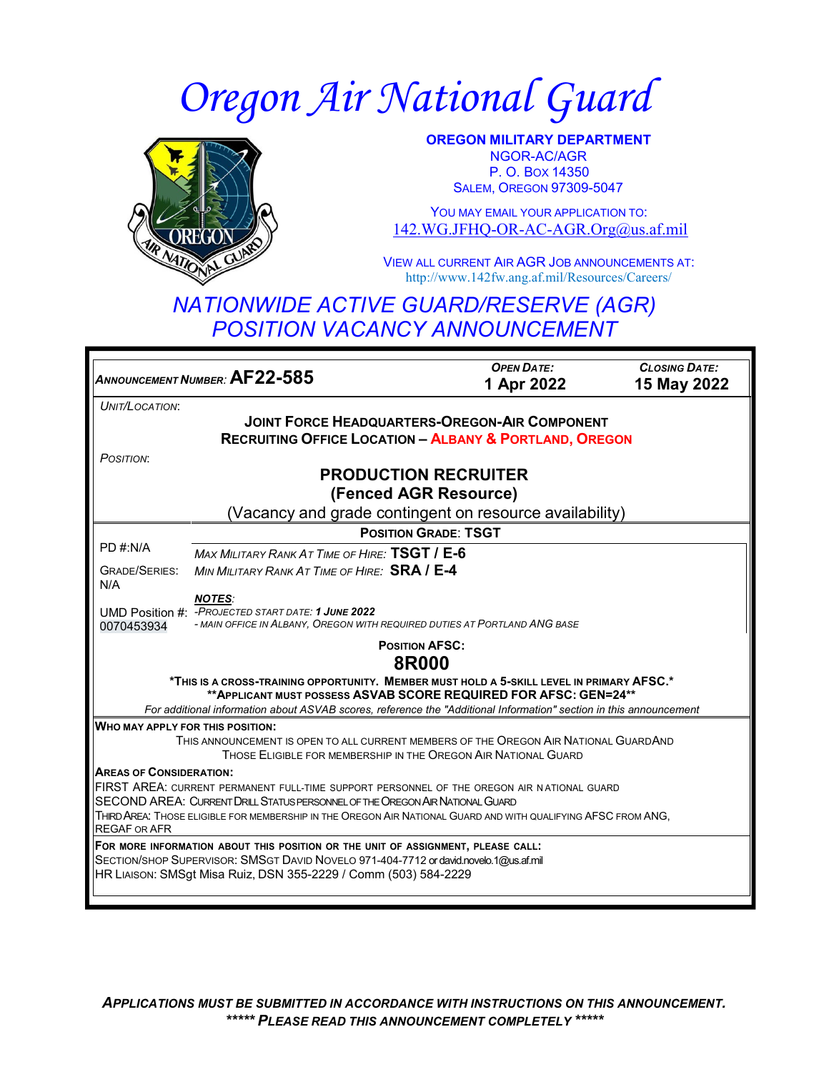# Oregon Air National Guard

**OREGON MILITARY DEPARTMENT**
NGOR-AC/AGR
P. O. BOX 14350
SALEM, OREGON 97309-5047

YOU MAY EMAIL YOUR APPLICATION TO:
142.WG.JFHQ-OR-AC-AGR.Org@us.af.mil

VIEW ALL CURRENT AIR AGR JOB ANNOUNCEMENTS AT:
http://www.142fw.ang.af.mil/Resources/Careers/

## *NATIONWIDE ACTIVE GUARD/RESERVE (AGR) POSITION VACANCY ANNOUNCEMENT*

*ANNOUNCEMENT NUMBER:* **AF22-585**

*OPEN DATE:* **1 Apr 2022**

*CLOSING DATE:* **15 May 2022**

*UNIT/LOCATION:*

**JOINT FORCE HEADQUARTERS-OREGON-AIR COMPONENT**
**RECRUITING OFFICE LOCATION – ALBANY & PORTLAND, OREGON**

*POSITION:*

**PRODUCTION RECRUITER**
**(Fenced AGR Resource)**
(Vacancy and grade contingent on resource availability)

**POSITION GRADE: TSGT**

PD #:N/A

GRADE/SERIES: N/A

UMD Position #: 0070453934

*MAX MILITARY RANK AT TIME OF HIRE:* **TSGT / E-6**
*MIN MILITARY RANK AT TIME OF HIRE:* **SRA / E-4**

***NOTES:***
*-PROJECTED START DATE: **1 JUNE 2022***
*- MAIN OFFICE IN ALBANY, OREGON WITH REQUIRED DUTIES AT PORTLAND ANG BASE*

**POSITION AFSC:**
**8R000**

***THIS IS A CROSS-TRAINING OPPORTUNITY. MEMBER MUST HOLD A 5-SKILL LEVEL IN PRIMARY AFSC.***
****APPLICANT MUST POSSESS ASVAB SCORE REQUIRED FOR AFSC: GEN=24****
*For additional information about ASVAB scores, reference the "Additional Information" section in this announcement*

**WHO MAY APPLY FOR THIS POSITION:**
THIS ANNOUNCEMENT IS OPEN TO ALL CURRENT MEMBERS OF THE OREGON AIR NATIONAL GUARDAND THOSE ELIGIBLE FOR MEMBERSHIP IN THE OREGON AIR NATIONAL GUARD

**AREAS OF CONSIDERATION:**
FIRST AREA: CURRENT PERMANENT FULL-TIME SUPPORT PERSONNEL OF THE OREGON AIR NATIONAL GUARD
SECOND AREA: CURRENT DRILL STATUS PERSONNEL OF THE OREGON AIR NATIONAL GUARD
THIRD AREA: THOSE ELIGIBLE FOR MEMBERSHIP IN THE OREGON AIR NATIONAL GUARD AND WITH QUALIFYING AFSC FROM ANG, REGAF OR AFR

**FOR MORE INFORMATION ABOUT THIS POSITION OR THE UNIT OF ASSIGNMENT, PLEASE CALL:**
SECTION/SHOP SUPERVISOR: SMSGT DAVID NOVELO 971-404-7712 or david.novelo.1@us.af.mil
HR LIAISON: SMSgt Misa Ruiz, DSN 355-2229 / Comm (503) 584-2229

***APPLICATIONS MUST BE SUBMITTED IN ACCORDANCE WITH INSTRUCTIONS ON THIS ANNOUNCEMENT.***
***\*\*\*\*\* PLEASE READ THIS ANNOUNCEMENT COMPLETELY \*\*\*\*\****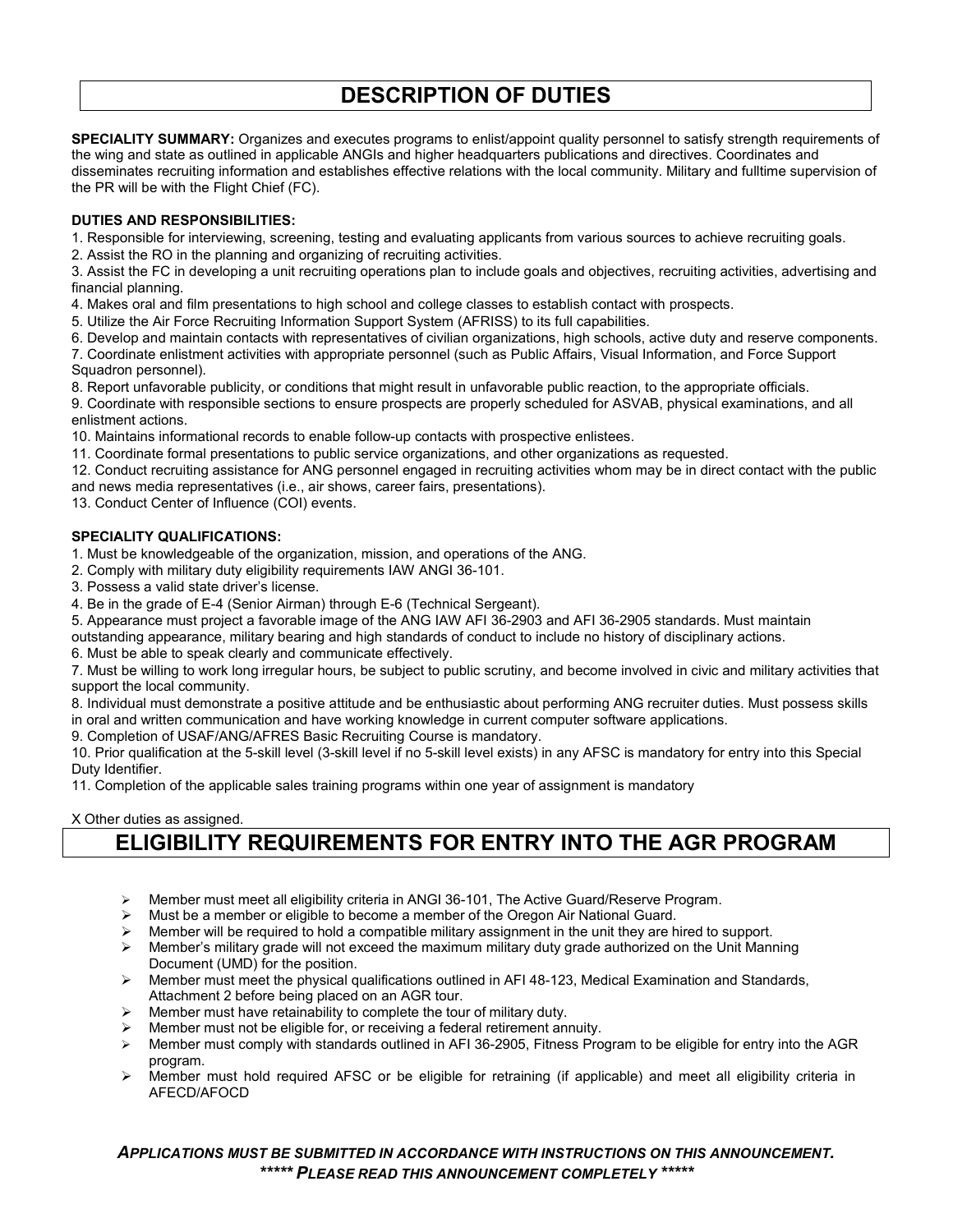# DESCRIPTION OF DUTIES

**SPECIALITY SUMMARY:** Organizes and executes programs to enlist/appoint quality personnel to satisfy strength requirements of the wing and state as outlined in applicable ANGIs and higher headquarters publications and directives. Coordinates and disseminates recruiting information and establishes effective relations with the local community. Military and fulltime supervision of the PR will be with the Flight Chief (FC).

**DUTIES AND RESPONSIBILITIES:**

1. Responsible for interviewing, screening, testing and evaluating applicants from various sources to achieve recruiting goals.
2. Assist the RO in the planning and organizing of recruiting activities.
3. Assist the FC in developing a unit recruiting operations plan to include goals and objectives, recruiting activities, advertising and financial planning.
4. Makes oral and film presentations to high school and college classes to establish contact with prospects.
5. Utilize the Air Force Recruiting Information Support System (AFRISS) to its full capabilities.
6. Develop and maintain contacts with representatives of civilian organizations, high schools, active duty and reserve components.
7. Coordinate enlistment activities with appropriate personnel (such as Public Affairs, Visual Information, and Force Support Squadron personnel).
8. Report unfavorable publicity, or conditions that might result in unfavorable public reaction, to the appropriate officials.
9. Coordinate with responsible sections to ensure prospects are properly scheduled for ASVAB, physical examinations, and all enlistment actions.
10. Maintains informational records to enable follow-up contacts with prospective enlistees.
11. Coordinate formal presentations to public service organizations, and other organizations as requested.
12. Conduct recruiting assistance for ANG personnel engaged in recruiting activities whom may be in direct contact with the public and news media representatives (i.e., air shows, career fairs, presentations).
13. Conduct Center of Influence (COI) events.

**SPECIALITY QUALIFICATIONS:**

1. Must be knowledgeable of the organization, mission, and operations of the ANG.
2. Comply with military duty eligibility requirements IAW ANGI 36-101.
3. Possess a valid state driver's license.
4. Be in the grade of E-4 (Senior Airman) through E-6 (Technical Sergeant).
5. Appearance must project a favorable image of the ANG IAW AFI 36-2903 and AFI 36-2905 standards. Must maintain outstanding appearance, military bearing and high standards of conduct to include no history of disciplinary actions.
6. Must be able to speak clearly and communicate effectively.
7. Must be willing to work long irregular hours, be subject to public scrutiny, and become involved in civic and military activities that support the local community.
8. Individual must demonstrate a positive attitude and be enthusiastic about performing ANG recruiter duties. Must possess skills in oral and written communication and have working knowledge in current computer software applications.
9. Completion of USAF/ANG/AFRES Basic Recruiting Course is mandatory.
10. Prior qualification at the 5-skill level (3-skill level if no 5-skill level exists) in any AFSC is mandatory for entry into this Special Duty Identifier.
11. Completion of the applicable sales training programs within one year of assignment is mandatory

X Other duties as assigned.

# ELIGIBILITY REQUIREMENTS FOR ENTRY INTO THE AGR PROGRAM

- Member must meet all eligibility criteria in ANGI 36-101, The Active Guard/Reserve Program.
- Must be a member or eligible to become a member of the Oregon Air National Guard.
- Member will be required to hold a compatible military assignment in the unit they are hired to support.
- Member's military grade will not exceed the maximum military duty grade authorized on the Unit Manning Document (UMD) for the position.
- Member must meet the physical qualifications outlined in AFI 48-123, Medical Examination and Standards, Attachment 2 before being placed on an AGR tour.
- Member must have retainability to complete the tour of military duty.
- Member must not be eligible for, or receiving a federal retirement annuity.
- Member must comply with standards outlined in AFI 36-2905, Fitness Program to be eligible for entry into the AGR program.
- Member must hold required AFSC or be eligible for retraining (if applicable) and meet all eligibility criteria in AFECD/AFOCD

***APPLICATIONS MUST BE SUBMITTED IN ACCORDANCE WITH INSTRUCTIONS ON THIS ANNOUNCEMENT.***
***\*\*\*\*\* PLEASE READ THIS ANNOUNCEMENT COMPLETELY \*\*\*\*\****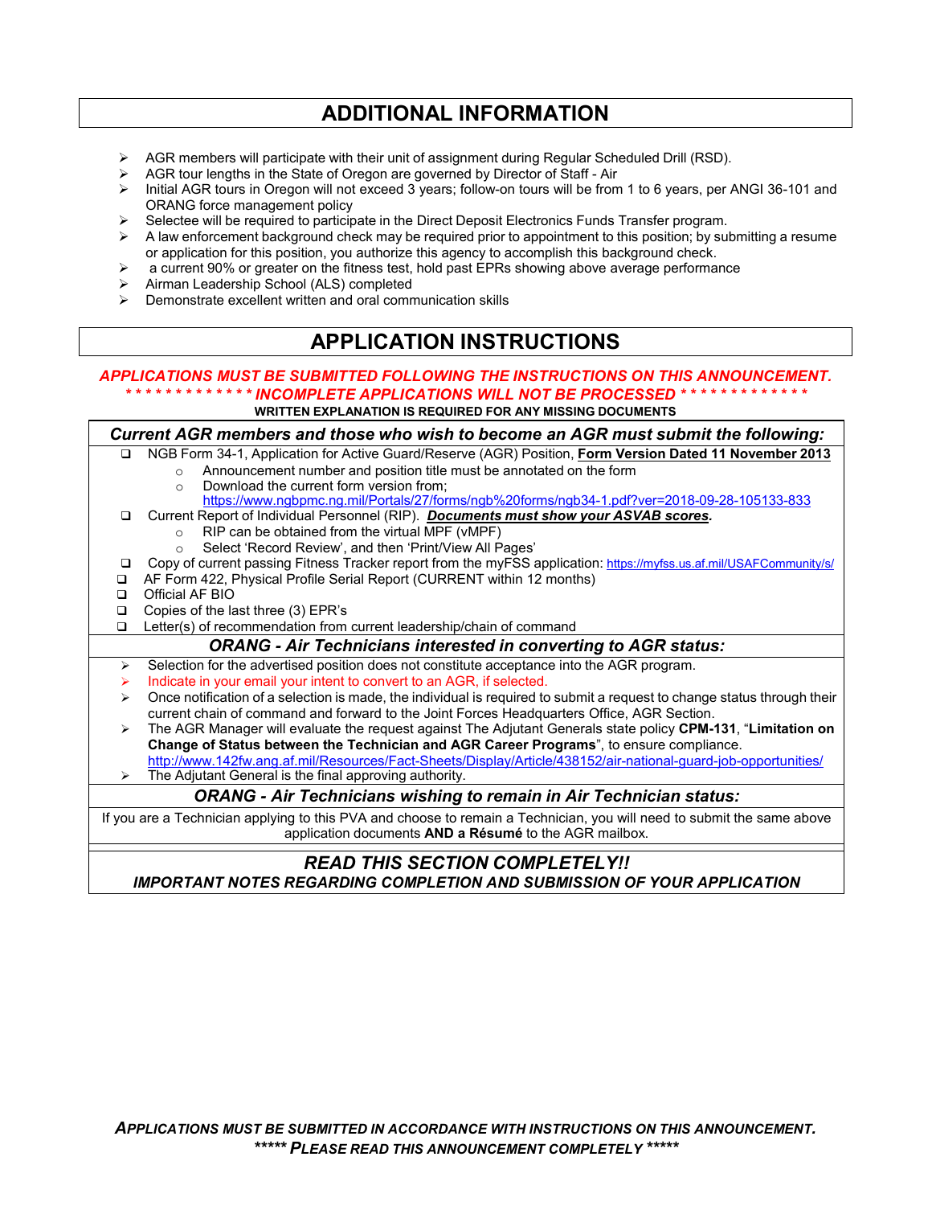## ADDITIONAL INFORMATION

- AGR members will participate with their unit of assignment during Regular Scheduled Drill (RSD).
- AGR tour lengths in the State of Oregon are governed by Director of Staff - Air
- Initial AGR tours in Oregon will not exceed 3 years; follow-on tours will be from 1 to 6 years, per ANGI 36-101 and ORANG force management policy
- Selectee will be required to participate in the Direct Deposit Electronics Funds Transfer program.
- A law enforcement background check may be required prior to appointment to this position; by submitting a resume or application for this position, you authorize this agency to accomplish this background check.
- a current 90% or greater on the fitness test, hold past EPRs showing above average performance
- Airman Leadership School (ALS) completed
- Demonstrate excellent written and oral communication skills

## APPLICATION INSTRUCTIONS

***APPLICATIONS MUST BE SUBMITTED FOLLOWING THE INSTRUCTIONS ON THIS ANNOUNCEMENT.***

***\* \* \* \* \* \* \* \* \* \* \* \* \* INCOMPLETE APPLICATIONS WILL NOT BE PROCESSED \* \* \* \* \* \* \* \* \* \* \* \* \****

**WRITTEN EXPLANATION IS REQUIRED FOR ANY MISSING DOCUMENTS**

### *Current AGR members and those who wish to become an AGR must submit the following:*

- ❑ NGB Form 34-1, Application for Active Guard/Reserve (AGR) Position, **Form Version Dated 11 November 2013**
  - Announcement number and position title must be annotated on the form
  - Download the current form version from; https://www.ngbpmc.ng.mil/Portals/27/forms/ngb%20forms/ngb34-1.pdf?ver=2018-09-28-105133-833
- ❑ Current Report of Individual Personnel (RIP). ***Documents must show your ASVAB scores.***
  - RIP can be obtained from the virtual MPF (vMPF)
  - Select 'Record Review', and then 'Print/View All Pages'
- ❑ Copy of current passing Fitness Tracker report from the myFSS application: https://myfss.us.af.mil/USAFCommunity/s/
- ❑ AF Form 422, Physical Profile Serial Report (CURRENT within 12 months)
- ❑ Official AF BIO
- ❑ Copies of the last three (3) EPR's
- ❑ Letter(s) of recommendation from current leadership/chain of command

### *ORANG - Air Technicians interested in converting to AGR status:*

- Selection for the advertised position does not constitute acceptance into the AGR program.
- Indicate in your email your intent to convert to an AGR, if selected.
- Once notification of a selection is made, the individual is required to submit a request to change status through their current chain of command and forward to the Joint Forces Headquarters Office, AGR Section.
- The AGR Manager will evaluate the request against The Adjutant Generals state policy **CPM-131**, "**Limitation on Change of Status between the Technician and AGR Career Programs**", to ensure compliance. http://www.142fw.ang.af.mil/Resources/Fact-Sheets/Display/Article/438152/air-national-guard-job-opportunities/
- The Adjutant General is the final approving authority.

### *ORANG - Air Technicians wishing to remain in Air Technician status:*

If you are a Technician applying to this PVA and choose to remain a Technician, you will need to submit the same above application documents **AND a Résumé** to the AGR mailbox.

### *READ THIS SECTION COMPLETELY!!*

***IMPORTANT NOTES REGARDING COMPLETION AND SUBMISSION OF YOUR APPLICATION***

***APPLICATIONS MUST BE SUBMITTED IN ACCORDANCE WITH INSTRUCTIONS ON THIS ANNOUNCEMENT.***

***\*\*\*\*\* PLEASE READ THIS ANNOUNCEMENT COMPLETELY \*\*\*\*\****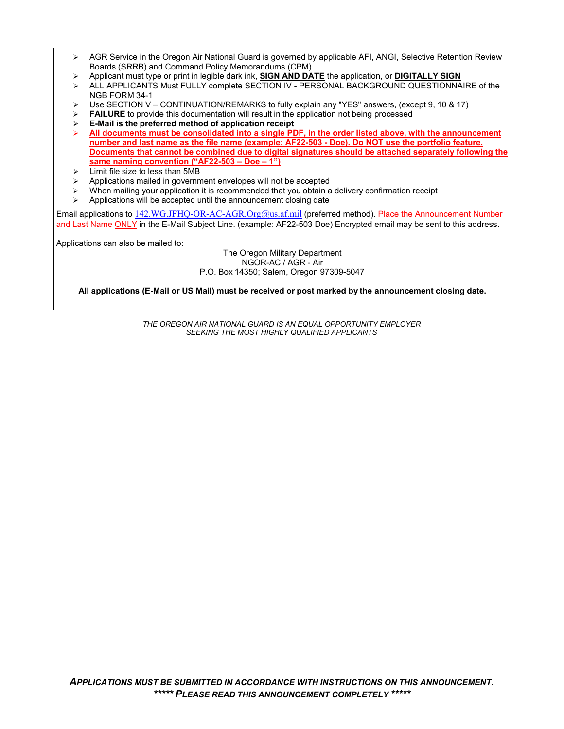- AGR Service in the Oregon Air National Guard is governed by applicable AFI, ANGI, Selective Retention Review Boards (SRRB) and Command Policy Memorandums (CPM)
- Applicant must type or print in legible dark ink, **SIGN AND DATE** the application, or **DIGITALLY SIGN**
- ALL APPLICANTS Must FULLY complete SECTION IV - PERSONAL BACKGROUND QUESTIONNAIRE of the NGB FORM 34-1
- Use SECTION V – CONTINUATION/REMARKS to fully explain any "YES" answers, (except 9, 10 & 17)
- **FAILURE** to provide this documentation will result in the application not being processed
- **E-Mail is the preferred method of application receipt**
- **All documents must be consolidated into a single PDF, in the order listed above, with the announcement number and last name as the file name (example: AF22-503 - Doe). Do NOT use the portfolio feature. Documents that cannot be combined due to digital signatures should be attached separately following the same naming convention ("AF22-503 – Doe – 1")**
- Limit file size to less than 5MB
- Applications mailed in government envelopes will not be accepted
- When mailing your application it is recommended that you obtain a delivery confirmation receipt
- Applications will be accepted until the announcement closing date

Email applications to 142.WG.JFHQ-OR-AC-AGR.Org@us.af.mil (preferred method). Place the Announcement Number and Last Name ONLY in the E-Mail Subject Line. (example: AF22-503 Doe) Encrypted email may be sent to this address.

Applications can also be mailed to:

The Oregon Military Department
NGOR-AC / AGR - Air
P.O. Box 14350; Salem, Oregon 97309-5047

**All applications (E-Mail or US Mail) must be received or post marked by the announcement closing date.**

*THE OREGON AIR NATIONAL GUARD IS AN EQUAL OPPORTUNITY EMPLOYER*
*SEEKING THE MOST HIGHLY QUALIFIED APPLICANTS*

***APPLICATIONS MUST BE SUBMITTED IN ACCORDANCE WITH INSTRUCTIONS ON THIS ANNOUNCEMENT.***
***\*\*\*\*\* PLEASE READ THIS ANNOUNCEMENT COMPLETELY \*\*\*\*\****